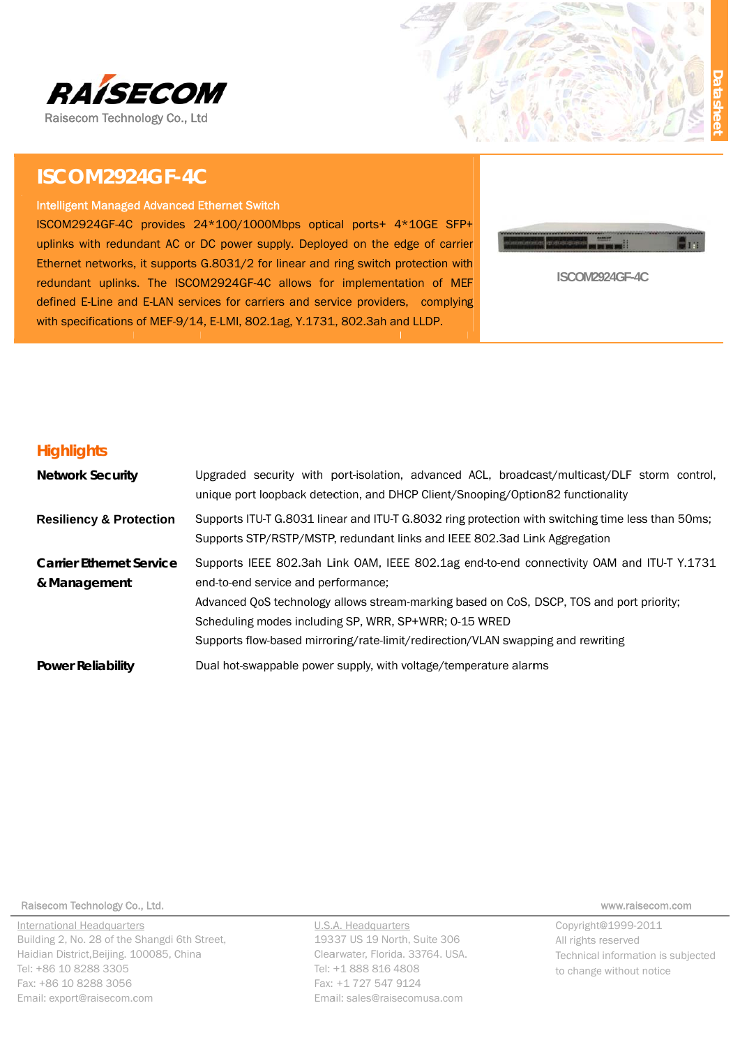RAISECOM

Raisecom Technology Co., Ltd

Datasheet

# ISCOM2924GF-4C

Intelligent Managed Advanced Ethernet Switch

ISCOM2924GF-4C provides 24*100/1000Mbps optical ports+ 4*10GE SFP+ uplinks with redundant AC or DC power supply. Deployed on the edge of carrier Ethernet networks, it supports G.8031/2 for linear and ring switch protection with redundant uplinks. The ISCOM2924GF-4C allows for implementation of MEF defined E-Line and E-LAN services for carriers and service providers, complying with specifications of MEF-9/14, E-LMI, 802.1ag, Y.1731, 802.3ah and LLDP.

ISCOM2924GF-4C

## Highlights

| | |
|---|---|
| **Network Security** | Upgraded security with port-isolation, advanced ACL, broadcast/multicast/DLF storm control, unique port loopback detection, and DHCP Client/Snooping/Option82 functionality |
| **Resiliency & Protection** | Supports ITU-T G.8031 linear and ITU-T G.8032 ring protection with switching time less than 50ms; Supports STP/RSTP/MSTP, redundant links and IEEE 802.3ad Link Aggregation |
| **Carrier Ethernet Service & Management** | Supports IEEE 802.3ah Link OAM, IEEE 802.1ag end-to-end connectivity OAM and ITU-T Y.1731 end-to-end service and performance; Advanced QoS technology allows stream-marking based on CoS, DSCP, TOS and port priority; Scheduling modes including SP, WRR, SP+WRR; 0-15 WRED Supports flow-based mirroring/rate-limit/redirection/VLAN swapping and rewriting |
| **Power Reliability** | Dual hot-swappable power supply, with voltage/temperature alarms |

Raisecom Technology Co., Ltd. www.raisecom.com

International Headquarters
Building 2, No. 28 of the Shangdi 6th Street,
Haidian District,Beijing. 100085, China
Tel: +86 10 8288 3305
Fax: +86 10 8288 3056
Email: export@raisecom.com

U.S.A. Headquarters
19337 US 19 North, Suite 306
Clearwater, Florida. 33764. USA.
Tel: +1 888 816 4808
Fax: +1 727 547 9124
Email: sales@raisecomusa.com

Copyright@1999-2011
All rights reserved
Technical information is subjected to change without notice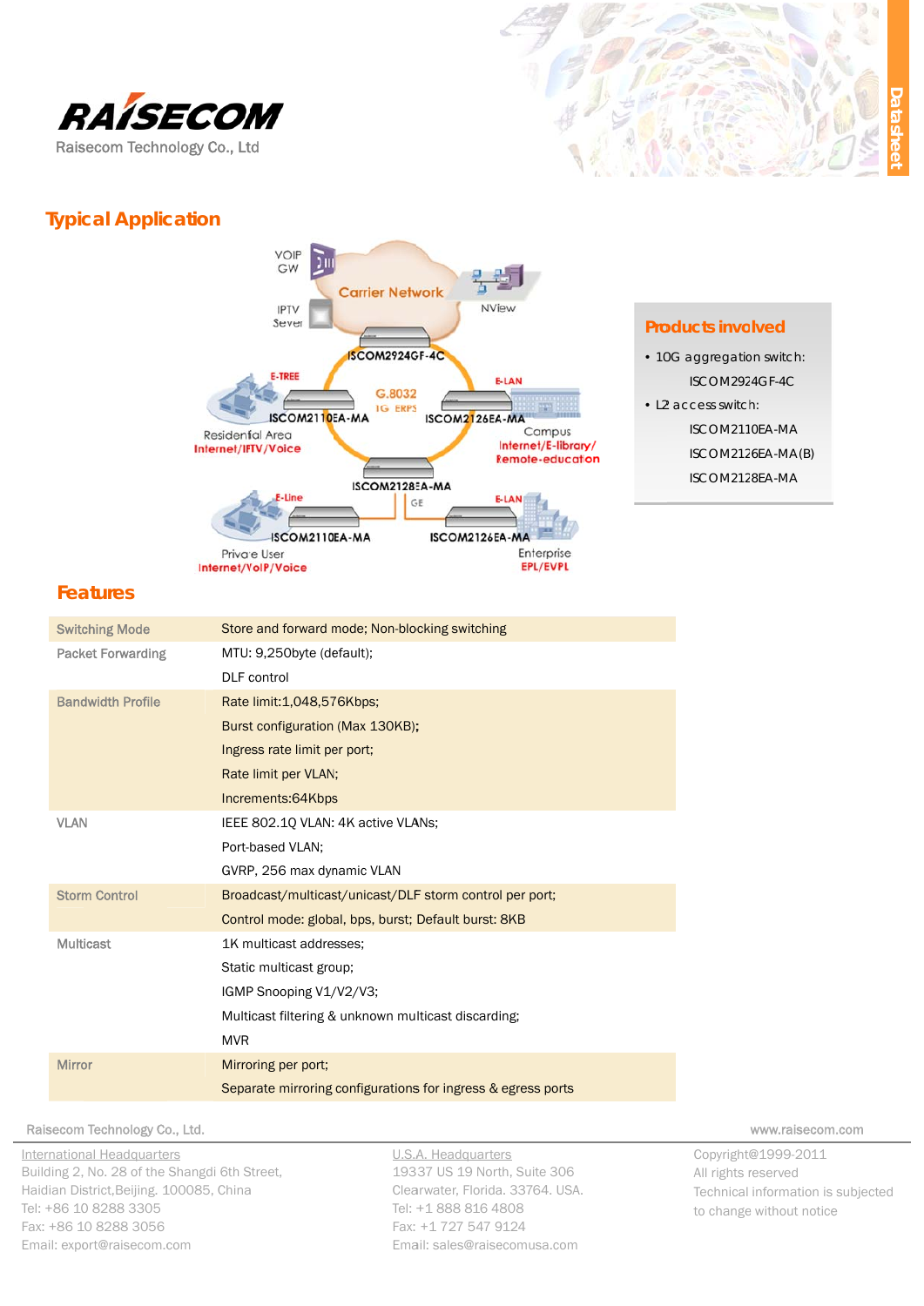## Typical Application

VOIP GW
Carrier Network
IPTV Sever
NView
ISCOM2924GF-4C
E-TREE
G.8032
1G ERPS
E-LAN
ISCOM2110EA-MA
ISCOM2126EA-MA
Residential Area
Internet/IPTV/Voice
Campus
Internet/E-library/
Remote-education
ISCOM2128EA-MA
GE
E-Line
E-LAN
ISCOM2110EA-MA
ISCOM2126EA-MA
Private User
Internet/VoIP/Voice
Enterprise
EPL/EVPL

### Products involved

- 10G aggregation switch:
  ISCOM2924GF-4C
- L2 access switch:
  ISCOM2110EA-MA
  ISCOM2126EA-MA(B)
  ISCOM2128EA-MA

## Features

| | |
|---|---|
| Switching Mode | Store and forward mode; Non-blocking switching |
| Packet Forwarding | MTU: 9,250byte (default);<br>DLF control |
| Bandwidth Profile | Rate limit:1,048,576Kbps;<br>Burst configuration (Max 130KB);<br>Ingress rate limit per port;<br>Rate limit per VLAN;<br>Increments:64Kbps |
| VLAN | IEEE 802.1Q VLAN: 4K active VLANs;<br>Port-based VLAN;<br>GVRP, 256 max dynamic VLAN |
| Storm Control | Broadcast/multicast/unicast/DLF storm control per port;<br>Control mode: global, bps, burst; Default burst: 8KB |
| Multicast | 1K multicast addresses;<br>Static multicast group;<br>IGMP Snooping V1/V2/V3;<br>Multicast filtering & unknown multicast discarding;<br>MVR |
| Mirror | Mirroring per port;<br>Separate mirroring configurations for ingress & egress ports |

Raisecom Technology Co., Ltd. www.raisecom.com

International Headquarters
Building 2, No. 28 of the Shangdi 6th Street,
Haidian District,Beijing. 100085, China
Tel: +86 10 8288 3305
Fax: +86 10 8288 3056
Email: export@raisecom.com

U.S.A. Headquarters
19337 US 19 North, Suite 306
Clearwater, Florida. 33764. USA.
Tel: +1 888 816 4808
Fax: +1 727 547 9124
Email: sales@raisecomusa.com

Copyright@1999-2011
All rights reserved
Technical information is subjected to change without notice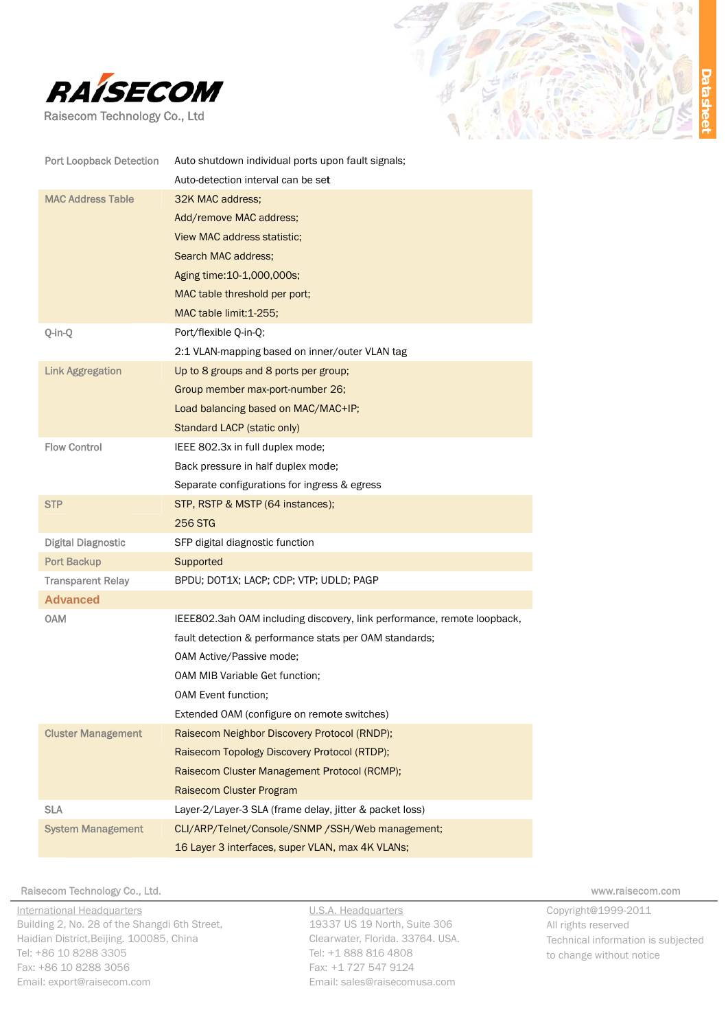| | |
|---|---|
| Port Loopback Detection | Auto shutdown individual ports upon fault signals;<br>Auto-detection interval can be set |
| MAC Address Table | 32K MAC address;<br>Add/remove MAC address;<br>View MAC address statistic;<br>Search MAC address;<br>Aging time:10-1,000,000s;<br>MAC table threshold per port;<br>MAC table limit:1-255; |
| Q-in-Q | Port/flexible Q-in-Q;<br>2:1 VLAN-mapping based on inner/outer VLAN tag |
| Link Aggregation | Up to 8 groups and 8 ports per group;<br>Group member max-port-number 26;<br>Load balancing based on MAC/MAC+IP;<br>Standard LACP (static only) |
| Flow Control | IEEE 802.3x in full duplex mode;<br>Back pressure in half duplex mode;<br>Separate configurations for ingress & egress |
| STP | STP, RSTP & MSTP (64 instances);<br>256 STG |
| Digital Diagnostic | SFP digital diagnostic function |
| Port Backup | Supported |
| Transparent Relay | BPDU; DOT1X; LACP; CDP; VTP; UDLD; PAGP |
| **Advanced** | |
| OAM | IEEE802.3ah OAM including discovery, link performance, remote loopback, fault detection & performance stats per OAM standards;<br>OAM Active/Passive mode;<br>OAM MIB Variable Get function;<br>OAM Event function;<br>Extended OAM (configure on remote switches) |
| Cluster Management | Raisecom Neighbor Discovery Protocol (RNDP);<br>Raisecom Topology Discovery Protocol (RTDP);<br>Raisecom Cluster Management Protocol (RCMP);<br>Raisecom Cluster Program |
| SLA | Layer-2/Layer-3 SLA (frame delay, jitter & packet loss) |
| System Management | CLI/ARP/Telnet/Console/SNMP /SSH/Web management;<br>16 Layer 3 interfaces, super VLAN, max 4K VLANs; |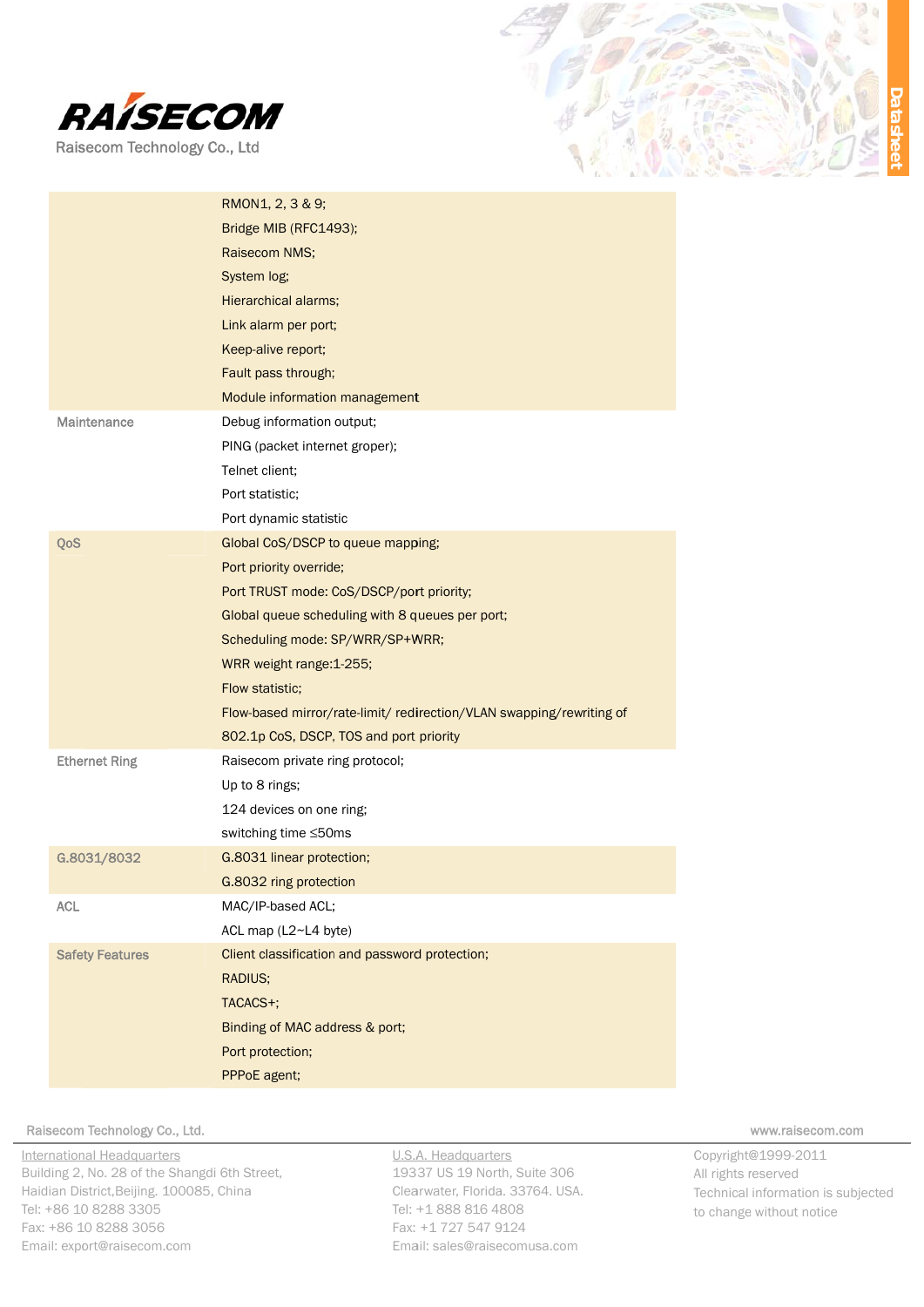| | |
|---|---|
| | RMON1, 2, 3 & 9;<br>Bridge MIB (RFC1493);<br>Raisecom NMS;<br>System log;<br>Hierarchical alarms;<br>Link alarm per port;<br>Keep-alive report;<br>Fault pass through;<br>Module information management |
| Maintenance | Debug information output;<br>PING (packet internet groper);<br>Telnet client;<br>Port statistic;<br>Port dynamic statistic |
| QoS | Global CoS/DSCP to queue mapping;<br>Port priority override;<br>Port TRUST mode: CoS/DSCP/port priority;<br>Global queue scheduling with 8 queues per port;<br>Scheduling mode: SP/WRR/SP+WRR;<br>WRR weight range:1-255;<br>Flow statistic;<br>Flow-based mirror/rate-limit/ redirection/VLAN swapping/rewriting of 802.1p CoS, DSCP, TOS and port priority |
| Ethernet Ring | Raisecom private ring protocol;<br>Up to 8 rings;<br>124 devices on one ring;<br>switching time ≤50ms |
| G.8031/8032 | G.8031 linear protection;<br>G.8032 ring protection |
| ACL | MAC/IP-based ACL;<br>ACL map (L2~L4 byte) |
| Safety Features | Client classification and password protection;<br>RADIUS;<br>TACACS+;<br>Binding of MAC address & port;<br>Port protection;<br>PPPoE agent; |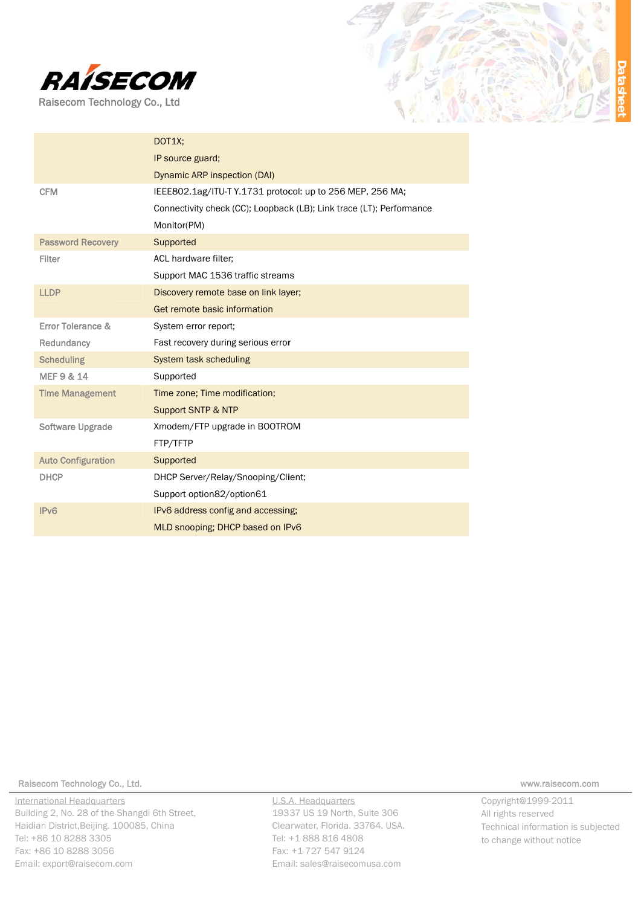| | |
|---|---|
| | DOT1X;<br>IP source guard;<br>Dynamic ARP inspection (DAI) |
| CFM | IEEE802.1ag/ITU-T Y.1731 protocol: up to 256 MEP, 256 MA;<br>Connectivity check (CC); Loopback (LB); Link trace (LT); Performance Monitor(PM) |
| Password Recovery | Supported |
| Filter | ACL hardware filter;<br>Support MAC 1536 traffic streams |
| LLDP | Discovery remote base on link layer;<br>Get remote basic information |
| Error Tolerance & Redundancy | System error report;<br>Fast recovery during serious error |
| Scheduling | System task scheduling |
| MEF 9 & 14 | Supported |
| Time Management | Time zone; Time modification;<br>Support SNTP & NTP |
| Software Upgrade | Xmodem/FTP upgrade in BOOTROM<br>FTP/TFTP |
| Auto Configuration | Supported |
| DHCP | DHCP Server/Relay/Snooping/Client;<br>Support option82/option61 |
| IPv6 | IPv6 address config and accessing;<br>MLD snooping; DHCP based on IPv6 |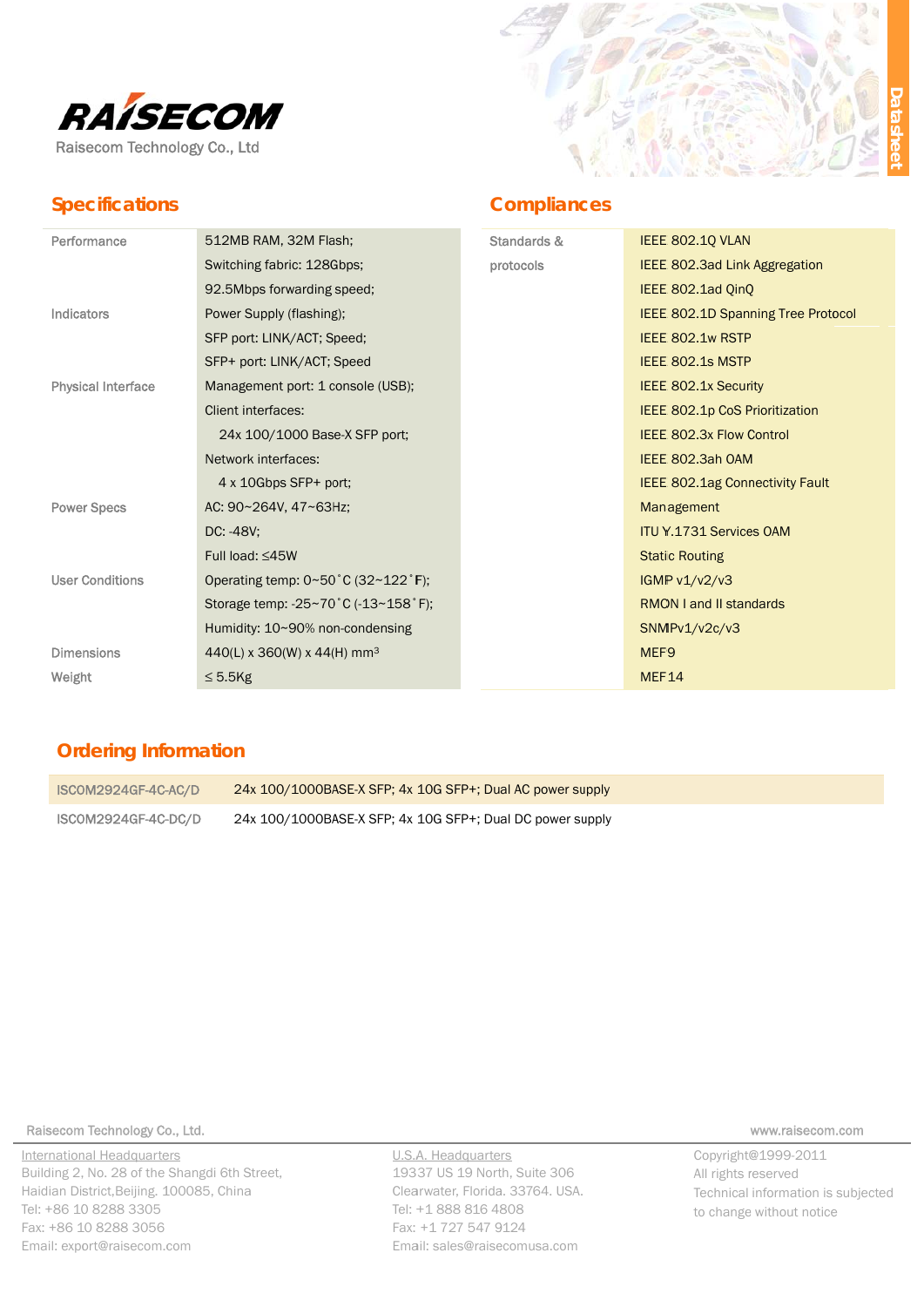Raisecom Technology Co., Ltd

## Specifications

| | |
|---|---|
| Performance | 512MB RAM, 32M Flash;<br>Switching fabric: 128Gbps;<br>92.5Mbps forwarding speed; |
| Indicators | Power Supply (flashing);<br>SFP port: LINK/ACT; Speed;<br>SFP+ port: LINK/ACT; Speed |
| Physical Interface | Management port: 1 console (USB);<br>Client interfaces:<br>24x 100/1000 Base-X SFP port;<br>Network interfaces:<br>4 x 10Gbps SFP+ port; |
| Power Specs | AC: 90~264V, 47~63Hz;<br>DC: -48V;<br>Full load: ≤45W |
| User Conditions | Operating temp: 0~50˚C (32~122˚F);<br>Storage temp: -25~70˚C (-13~158˚F);<br>Humidity: 10~90% non-condensing |
| Dimensions | 440(L) x 360(W) x 44(H) mm³ |
| Weight | ≤ 5.5Kg |

## Compliances

| | |
|---|---|
| Standards & protocols | IEEE 802.1Q VLAN<br>IEEE 802.3ad Link Aggregation<br>IEEE 802.1ad QinQ<br>IEEE 802.1D Spanning Tree Protocol<br>IEEE 802.1w RSTP<br>IEEE 802.1s MSTP<br>IEEE 802.1x Security<br>IEEE 802.1p CoS Prioritization<br>IEEE 802.3x Flow Control<br>IEEE 802.3ah OAM<br>IEEE 802.1ag Connectivity Fault Management<br>ITU Y.1731 Services OAM<br>Static Routing<br>IGMP v1/v2/v3<br>RMON I and II standards<br>SNMPv1/v2c/v3<br>MEF9<br>MEF14 |

## Ordering Information

| | |
|---|---|
| ISCOM2924GF-4C-AC/D | 24x 100/1000BASE-X SFP; 4x 10G SFP+; Dual AC power supply |
| ISCOM2924GF-4C-DC/D | 24x 100/1000BASE-X SFP; 4x 10G SFP+; Dual DC power supply |

Raisecom Technology Co., Ltd. www.raisecom.com

International Headquarters
Building 2, No. 28 of the Shangdi 6th Street,
Haidian District,Beijing. 100085, China
Tel: +86 10 8288 3305
Fax: +86 10 8288 3056
Email: export@raisecom.com

U.S.A. Headquarters
19337 US 19 North, Suite 306
Clearwater, Florida. 33764. USA.
Tel: +1 888 816 4808
Fax: +1 727 547 9124
Email: sales@raisecomusa.com

Copyright@1999-2011
All rights reserved
Technical information is subjected to change without notice